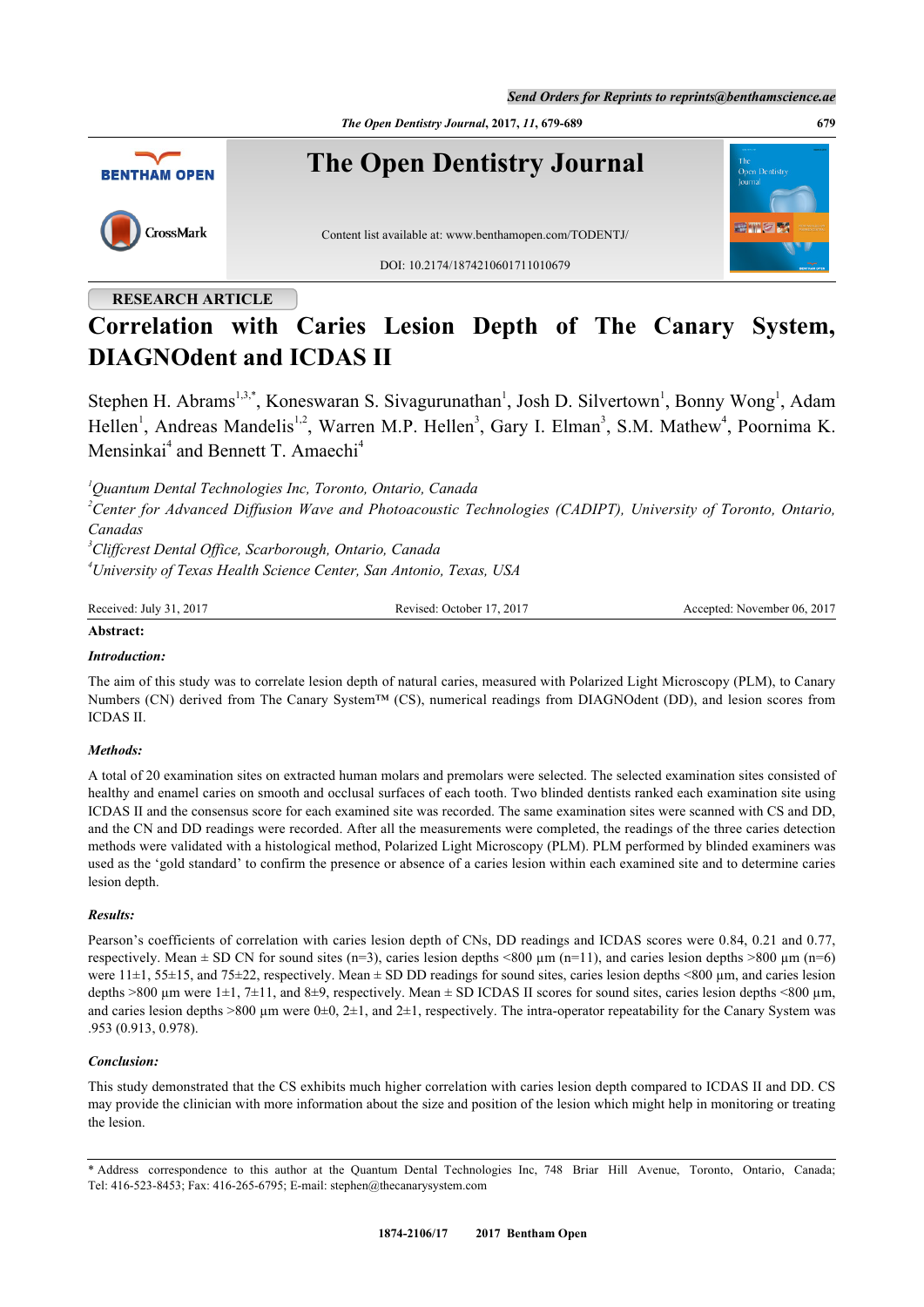**RESEARCH ARTICLE**

# Correlation with Caries Lesion Depth of The Canary System, DIAGNOdent and ICDAS II

Stephen H. Abrams[1,3,*], Koneswaran S. Sivagurunathan[1], Josh D. Silvertown[1], Bonny Wong[1], Adam Hellen[1], Andreas Mandelis[1,2], Warren M.P. Hellen[3], Gary I. Elman[3], S.M. Mathew[4], Poornima K. Mensinkai[4] and Bennett T. Amaechi[4]

[1]*Quantum Dental Technologies Inc, Toronto, Ontario, Canada*
[2]*Center for Advanced Diffusion Wave and Photoacoustic Technologies (CADIPT), University of Toronto, Ontario, Canadas*
[3]*Cliffcrest Dental Office, Scarborough, Ontario, Canada*
[4]*University of Texas Health Science Center, San Antonio, Texas, USA*

Received: July 31, 2017 | Revised: October 17, 2017 | Accepted: November 06, 2017

**Abstract:**

***Introduction:***

The aim of this study was to correlate lesion depth of natural caries, measured with Polarized Light Microscopy (PLM), to Canary Numbers (CN) derived from The Canary System™ (CS), numerical readings from DIAGNOdent (DD), and lesion scores from ICDAS II.

***Methods:***

A total of 20 examination sites on extracted human molars and premolars were selected. The selected examination sites consisted of healthy and enamel caries on smooth and occlusal surfaces of each tooth. Two blinded dentists ranked each examination site using ICDAS II and the consensus score for each examined site was recorded. The same examination sites were scanned with CS and DD, and the CN and DD readings were recorded. After all the measurements were completed, the readings of the three caries detection methods were validated with a histological method, Polarized Light Microscopy (PLM). PLM performed by blinded examiners was used as the 'gold standard' to confirm the presence or absence of a caries lesion within each examined site and to determine caries lesion depth.

***Results:***

Pearson's coefficients of correlation with caries lesion depth of CNs, DD readings and ICDAS scores were 0.84, 0.21 and 0.77, respectively. Mean ± SD CN for sound sites (n=3), caries lesion depths <800 µm (n=11), and caries lesion depths >800 µm (n=6) were 11±1, 55±15, and 75±22, respectively. Mean ± SD DD readings for sound sites, caries lesion depths <800 µm, and caries lesion depths >800 µm were 1±1, 7±11, and 8±9, respectively. Mean ± SD ICDAS II scores for sound sites, caries lesion depths <800 µm, and caries lesion depths >800 µm were 0±0, 2±1, and 2±1, respectively. The intra-operator repeatability for the Canary System was .953 (0.913, 0.978).

***Conclusion:***

This study demonstrated that the CS exhibits much higher correlation with caries lesion depth compared to ICDAS II and DD. CS may provide the clinician with more information about the size and position of the lesion which might help in monitoring or treating the lesion.

---

\* Address correspondence to this author at the Quantum Dental Technologies Inc, 748 Briar Hill Avenue, Toronto, Ontario, Canada; Tel: 416-523-8453; Fax: 416-265-6795; E-mail: stephen@thecanarysystem.com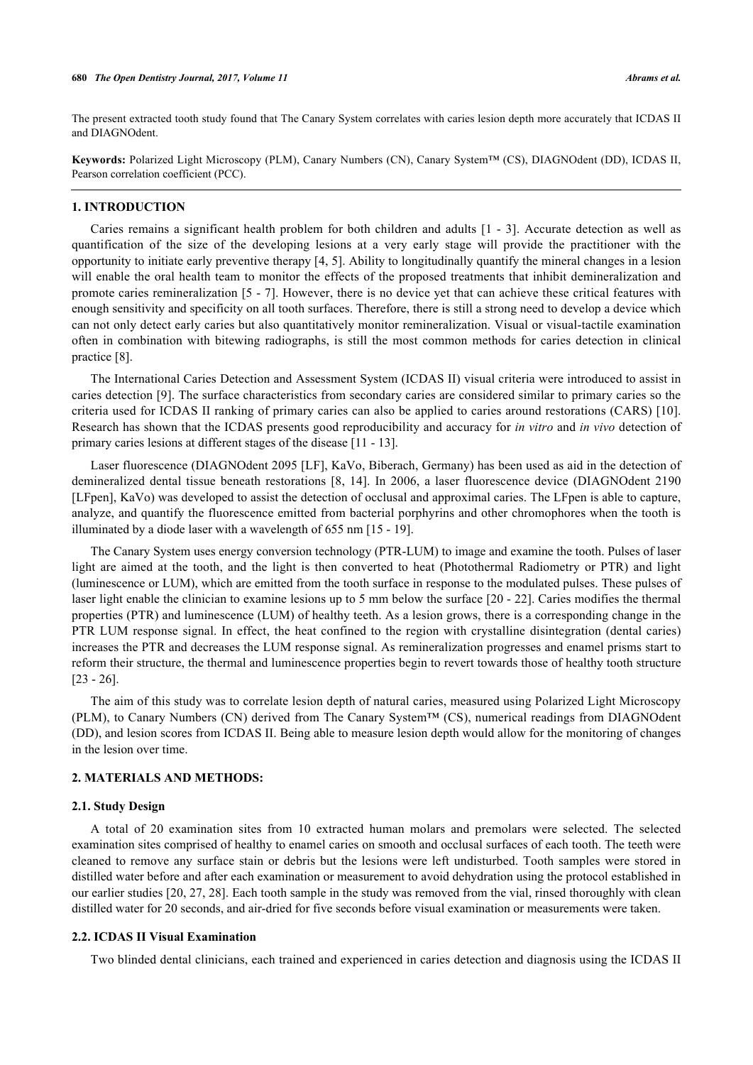The present extracted tooth study found that The Canary System correlates with caries lesion depth more accurately that ICDAS II and DIAGNOdent.

**Keywords:** Polarized Light Microscopy (PLM), Canary Numbers (CN), Canary System™ (CS), DIAGNOdent (DD), ICDAS II, Pearson correlation coefficient (PCC).

## 1. INTRODUCTION

Caries remains a significant health problem for both children and adults [1 - 3]. Accurate detection as well as quantification of the size of the developing lesions at a very early stage will provide the practitioner with the opportunity to initiate early preventive therapy [4, 5]. Ability to longitudinally quantify the mineral changes in a lesion will enable the oral health team to monitor the effects of the proposed treatments that inhibit demineralization and promote caries remineralization [5 - 7]. However, there is no device yet that can achieve these critical features with enough sensitivity and specificity on all tooth surfaces. Therefore, there is still a strong need to develop a device which can not only detect early caries but also quantitatively monitor remineralization. Visual or visual-tactile examination often in combination with bitewing radiographs, is still the most common methods for caries detection in clinical practice [8].

The International Caries Detection and Assessment System (ICDAS II) visual criteria were introduced to assist in caries detection [9]. The surface characteristics from secondary caries are considered similar to primary caries so the criteria used for ICDAS II ranking of primary caries can also be applied to caries around restorations (CARS) [10]. Research has shown that the ICDAS presents good reproducibility and accuracy for *in vitro* and *in vivo* detection of primary caries lesions at different stages of the disease [11 - 13].

Laser fluorescence (DIAGNOdent 2095 [LF], KaVo, Biberach, Germany) has been used as aid in the detection of demineralized dental tissue beneath restorations [8, 14]. In 2006, a laser fluorescence device (DIAGNOdent 2190 [LFpen], KaVo) was developed to assist the detection of occlusal and approximal caries. The LFpen is able to capture, analyze, and quantify the fluorescence emitted from bacterial porphyrins and other chromophores when the tooth is illuminated by a diode laser with a wavelength of 655 nm [15 - 19].

The Canary System uses energy conversion technology (PTR-LUM) to image and examine the tooth. Pulses of laser light are aimed at the tooth, and the light is then converted to heat (Photothermal Radiometry or PTR) and light (luminescence or LUM), which are emitted from the tooth surface in response to the modulated pulses. These pulses of laser light enable the clinician to examine lesions up to 5 mm below the surface [20 - 22]. Caries modifies the thermal properties (PTR) and luminescence (LUM) of healthy teeth. As a lesion grows, there is a corresponding change in the PTR LUM response signal. In effect, the heat confined to the region with crystalline disintegration (dental caries) increases the PTR and decreases the LUM response signal. As remineralization progresses and enamel prisms start to reform their structure, the thermal and luminescence properties begin to revert towards those of healthy tooth structure [23 - 26].

The aim of this study was to correlate lesion depth of natural caries, measured using Polarized Light Microscopy (PLM), to Canary Numbers (CN) derived from The Canary System™ (CS), numerical readings from DIAGNOdent (DD), and lesion scores from ICDAS II. Being able to measure lesion depth would allow for the monitoring of changes in the lesion over time.

## 2. MATERIALS AND METHODS:

### 2.1. Study Design

A total of 20 examination sites from 10 extracted human molars and premolars were selected. The selected examination sites comprised of healthy to enamel caries on smooth and occlusal surfaces of each tooth. The teeth were cleaned to remove any surface stain or debris but the lesions were left undisturbed. Tooth samples were stored in distilled water before and after each examination or measurement to avoid dehydration using the protocol established in our earlier studies [20, 27, 28]. Each tooth sample in the study was removed from the vial, rinsed thoroughly with clean distilled water for 20 seconds, and air-dried for five seconds before visual examination or measurements were taken.

### 2.2. ICDAS II Visual Examination

Two blinded dental clinicians, each trained and experienced in caries detection and diagnosis using the ICDAS II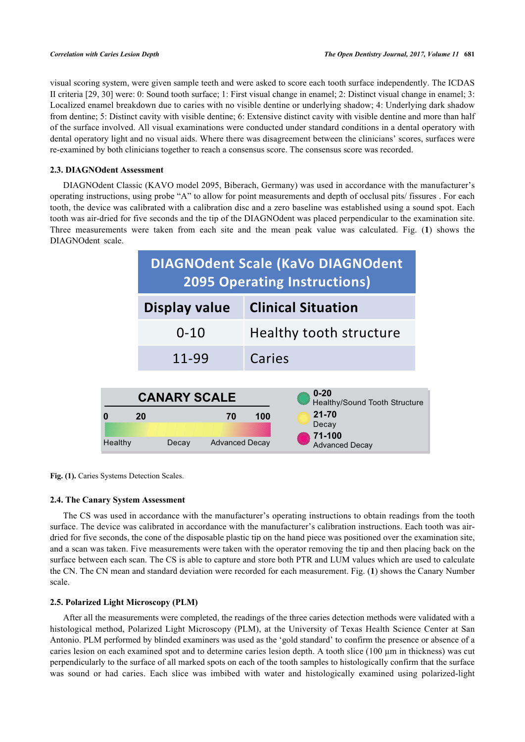visual scoring system, were given sample teeth and were asked to score each tooth surface independently. The ICDAS II criteria [29, 30] were: 0: Sound tooth surface; 1: First visual change in enamel; 2: Distinct visual change in enamel; 3: Localized enamel breakdown due to caries with no visible dentine or underlying shadow; 4: Underlying dark shadow from dentine; 5: Distinct cavity with visible dentine; 6: Extensive distinct cavity with visible dentine and more than half of the surface involved. All visual examinations were conducted under standard conditions in a dental operatory light and no visual aids. Where there was disagreement between the clinicians' scores, surfaces were re-examined by both clinicians together to reach a consensus score. The consensus score was recorded.

### 2.3. DIAGNOdent Assessment

DIAGNOdent Classic (KAVO model 2095, Biberach, Germany) was used in accordance with the manufacturer's operating instructions, using probe "A" to allow for point measurements and depth of occlusal pits/ fissures . For each tooth, the device was calibrated with a calibration disc and a zero baseline was established using a sound spot. Each tooth was air-dried for five seconds and the tip of the DIAGNOdent was placed perpendicular to the examination site. Three measurements were taken from each site and the mean peak value was calculated. Fig. (**1**) shows the DIAGNOdent scale.

| DIAGNOdent Scale (KaVo DIAGNOdent 2095 Operating Instructions) | |
|---|---|
| **Display value** | **Clinical Situation** |
| 0-10 | Healthy tooth structure |
| 11-99 | Caries |

| CANARY SCALE | |
|---|---|
| **0-20** | Healthy/Sound Tooth Structure |
| **21-70** | Decay |
| **71-100** | Advanced Decay |

**Fig. (1).** Caries Systems Detection Scales.

### 2.4. The Canary System Assessment

The CS was used in accordance with the manufacturer's operating instructions to obtain readings from the tooth surface. The device was calibrated in accordance with the manufacturer's calibration instructions. Each tooth was air-dried for five seconds, the cone of the disposable plastic tip on the hand piece was positioned over the examination site, and a scan was taken. Five measurements were taken with the operator removing the tip and then placing back on the surface between each scan. The CS is able to capture and store both PTR and LUM values which are used to calculate the CN. The CN mean and standard deviation were recorded for each measurement. Fig. (**1**) shows the Canary Number scale.

### 2.5. Polarized Light Microscopy (PLM)

After all the measurements were completed, the readings of the three caries detection methods were validated with a histological method, Polarized Light Microscopy (PLM), at the University of Texas Health Science Center at San Antonio. PLM performed by blinded examiners was used as the 'gold standard' to confirm the presence or absence of a caries lesion on each examined spot and to determine caries lesion depth. A tooth slice (100 µm in thickness) was cut perpendicularly to the surface of all marked spots on each of the tooth samples to histologically confirm that the surface was sound or had caries. Each slice was imbibed with water and histologically examined using polarized-light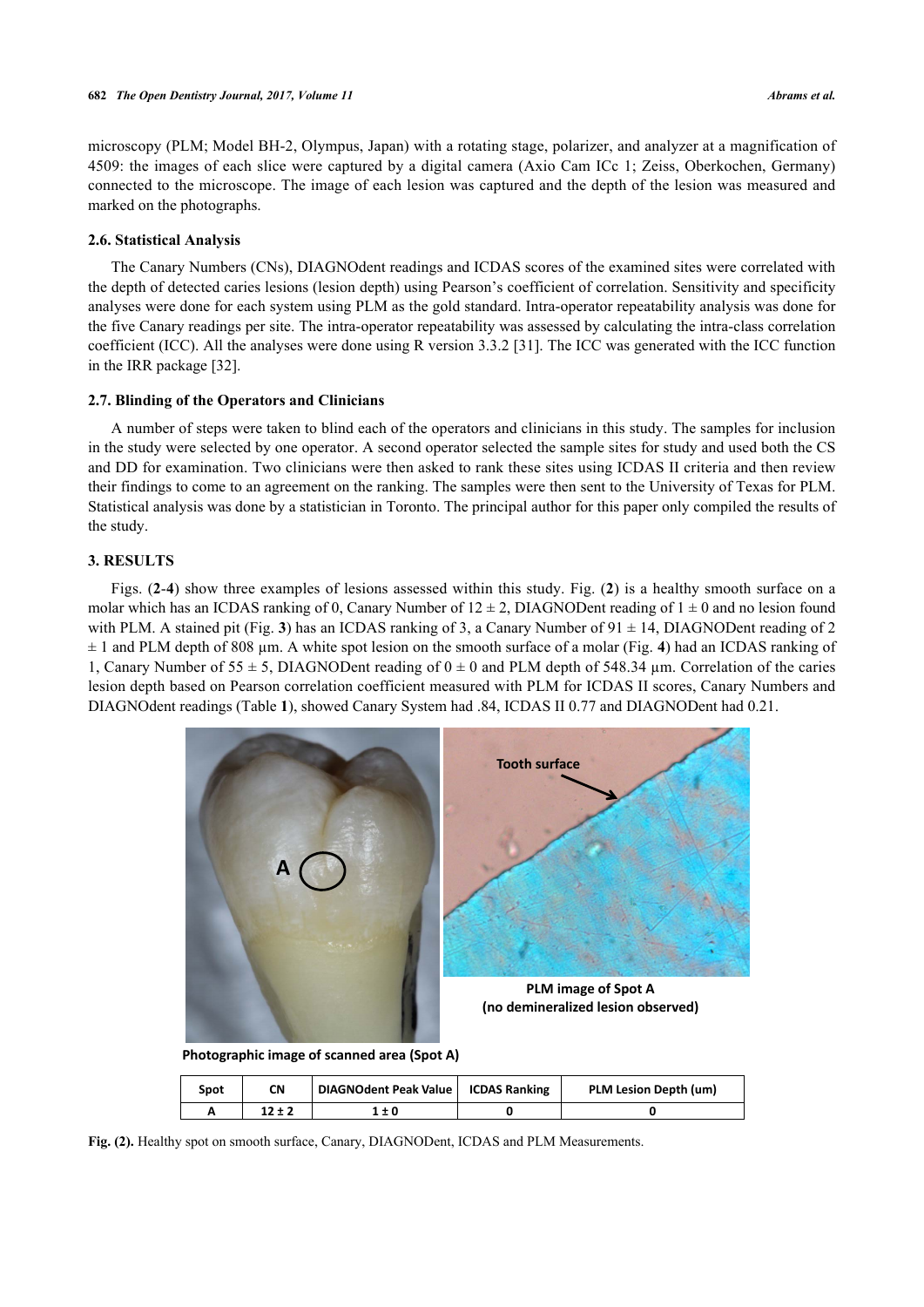microscopy (PLM; Model BH-2, Olympus, Japan) with a rotating stage, polarizer, and analyzer at a magnification of 4509: the images of each slice were captured by a digital camera (Axio Cam ICc 1; Zeiss, Oberkochen, Germany) connected to the microscope. The image of each lesion was captured and the depth of the lesion was measured and marked on the photographs.

### 2.6. Statistical Analysis

The Canary Numbers (CNs), DIAGNOdent readings and ICDAS scores of the examined sites were correlated with the depth of detected caries lesions (lesion depth) using Pearson's coefficient of correlation. Sensitivity and specificity analyses were done for each system using PLM as the gold standard. Intra-operator repeatability analysis was done for the five Canary readings per site. The intra-operator repeatability was assessed by calculating the intra-class correlation coefficient (ICC). All the analyses were done using R version 3.3.2 [31]. The ICC was generated with the ICC function in the IRR package [32].

### 2.7. Blinding of the Operators and Clinicians

A number of steps were taken to blind each of the operators and clinicians in this study. The samples for inclusion in the study were selected by one operator. A second operator selected the sample sites for study and used both the CS and DD for examination. Two clinicians were then asked to rank these sites using ICDAS II criteria and then review their findings to come to an agreement on the ranking. The samples were then sent to the University of Texas for PLM. Statistical analysis was done by a statistician in Toronto. The principal author for this paper only compiled the results of the study.

## 3. RESULTS

Figs. (**2**-**4**) show three examples of lesions assessed within this study. Fig. (**2**) is a healthy smooth surface on a molar which has an ICDAS ranking of 0, Canary Number of 12 ± 2, DIAGNODent reading of 1 ± 0 and no lesion found with PLM. A stained pit (Fig. **3**) has an ICDAS ranking of 3, a Canary Number of 91 ± 14, DIAGNODent reading of 2 ± 1 and PLM depth of 808 µm. A white spot lesion on the smooth surface of a molar (Fig. **4**) had an ICDAS ranking of 1, Canary Number of 55 ± 5, DIAGNODent reading of 0 ± 0 and PLM depth of 548.34 µm. Correlation of the caries lesion depth based on Pearson correlation coefficient measured with PLM for ICDAS II scores, Canary Numbers and DIAGNODent readings (Table **1**), showed Canary System had .84, ICDAS II 0.77 and DIAGNODent had 0.21.

Photographic image of scanned area (Spot A)

PLM image of Spot A (no demineralized lesion observed)

| Spot | CN | DIAGNOdent Peak Value | ICDAS Ranking | PLM Lesion Depth (um) |
|---|---|---|---|---|
| A | 12 ± 2 | 1 ± 0 | 0 | 0 |

**Fig. (2).** Healthy spot on smooth surface, Canary, DIAGNODent, ICDAS and PLM Measurements.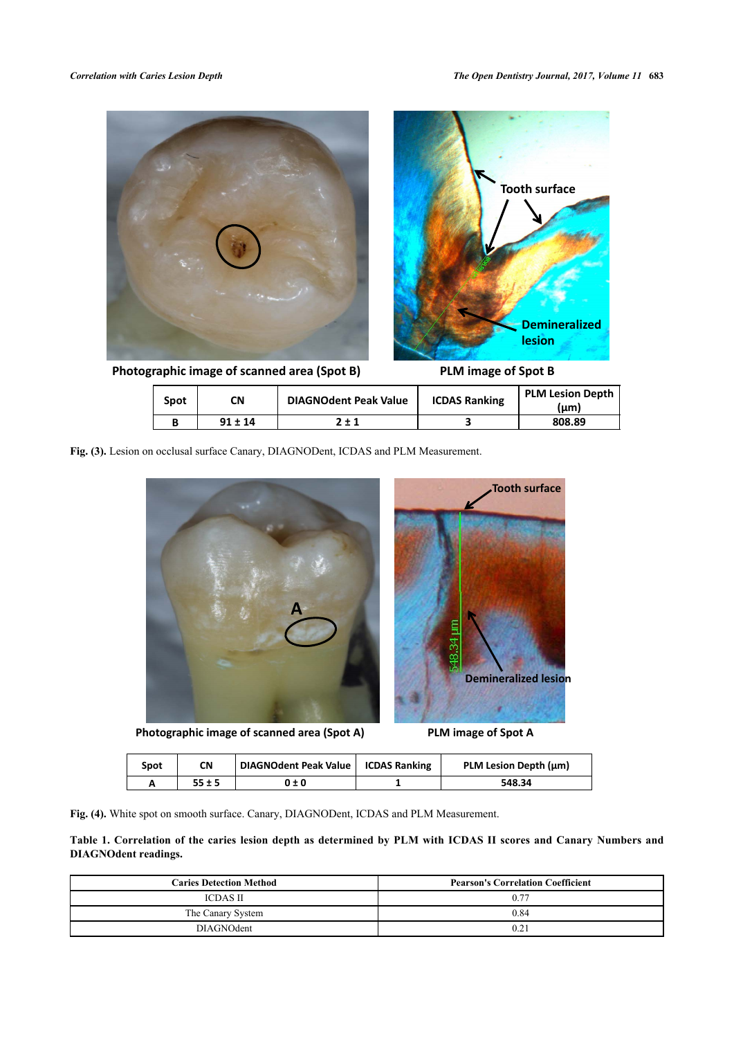Photographic image of scanned area (Spot B)

PLM image of Spot B

| Spot | CN | DIAGNOdent Peak Value | ICDAS Ranking | PLM Lesion Depth (µm) |
|---|---|---|---|---|
| B | 91 ± 14 | 2 ± 1 | 3 | 808.89 |

**Fig. (3).** Lesion on occlusal surface Canary, DIAGNODent, ICDAS and PLM Measurement.

Photographic image of scanned area (Spot A)

PLM image of Spot A

| Spot | CN | DIAGNOdent Peak Value | ICDAS Ranking | PLM Lesion Depth (µm) |
|---|---|---|---|---|
| A | 55 ± 5 | 0 ± 0 | 1 | 548.34 |

**Fig. (4).** White spot on smooth surface. Canary, DIAGNODent, ICDAS and PLM Measurement.

**Table 1. Correlation of the caries lesion depth as determined by PLM with ICDAS II scores and Canary Numbers and DIAGNOdent readings.**

| Caries Detection Method | Pearson's Correlation Coefficient |
|---|---|
| ICDAS II | 0.77 |
| The Canary System | 0.84 |
| DIAGNOdent | 0.21 |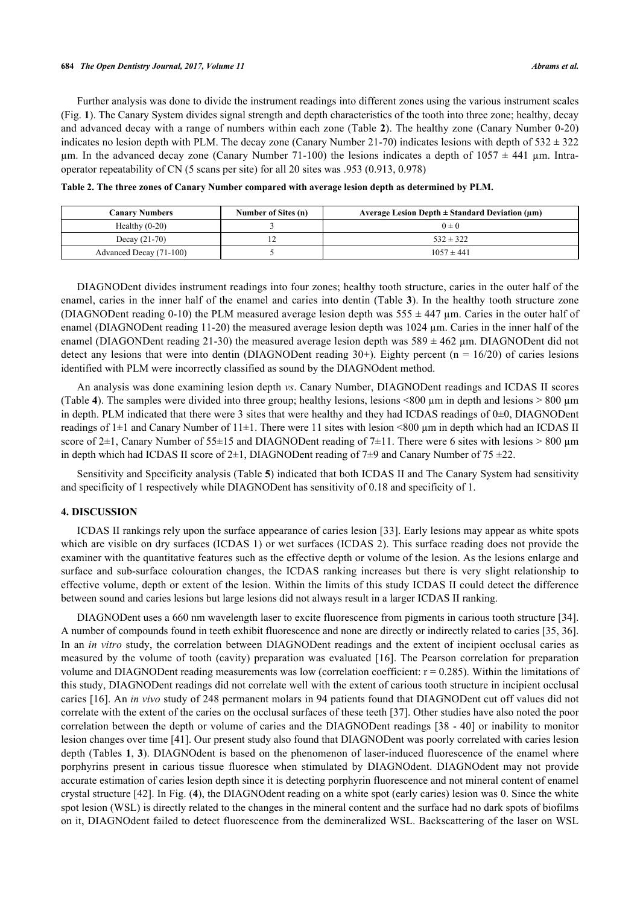Further analysis was done to divide the instrument readings into different zones using the various instrument scales (Fig. **1**). The Canary System divides signal strength and depth characteristics of the tooth into three zone; healthy, decay and advanced decay with a range of numbers within each zone (Table **2**). The healthy zone (Canary Number 0-20) indicates no lesion depth with PLM. The decay zone (Canary Number 21-70) indicates lesions with depth of 532 ± 322 µm. In the advanced decay zone (Canary Number 71-100) the lesions indicates a depth of 1057 ± 441 µm. Intra-operator repeatability of CN (5 scans per site) for all 20 sites was .953 (0.913, 0.978)

**Table 2. The three zones of Canary Number compared with average lesion depth as determined by PLM.**

| Canary Numbers | Number of Sites (n) | Average Lesion Depth ± Standard Deviation (µm) |
|---|---|---|
| Healthy (0-20) | 3 | 0 ± 0 |
| Decay (21-70) | 12 | 532 ± 322 |
| Advanced Decay (71-100) | 5 | 1057 ± 441 |

DIAGNODent divides instrument readings into four zones; healthy tooth structure, caries in the outer half of the enamel, caries in the inner half of the enamel and caries into dentin (Table **3**). In the healthy tooth structure zone (DIAGNODent reading 0-10) the PLM measured average lesion depth was 555 ± 447 µm. Caries in the outer half of enamel (DIAGNODent reading 11-20) the measured average lesion depth was 1024 µm. Caries in the inner half of the enamel (DIAGONDent reading 21-30) the measured average lesion depth was 589 ± 462 µm. DIAGNODent did not detect any lesions that were into dentin (DIAGNODent reading 30+). Eighty percent (n = 16/20) of caries lesions identified with PLM were incorrectly classified as sound by the DIAGNOdent method.

An analysis was done examining lesion depth *vs*. Canary Number, DIAGNODent readings and ICDAS II scores (Table **4**). The samples were divided into three group; healthy lesions, lesions <800 µm in depth and lesions > 800 µm in depth. PLM indicated that there were 3 sites that were healthy and they had ICDAS readings of 0±0, DIAGNODent readings of 1±1 and Canary Number of 11±1. There were 11 sites with lesion <800 µm in depth which had an ICDAS II score of 2±1, Canary Number of 55±15 and DIAGNODent reading of 7±11. There were 6 sites with lesions > 800 µm in depth which had ICDAS II score of 2±1, DIAGNODent reading of 7±9 and Canary Number of 75 ±22.

Sensitivity and Specificity analysis (Table **5**) indicated that both ICDAS II and The Canary System had sensitivity and specificity of 1 respectively while DIAGNODent has sensitivity of 0.18 and specificity of 1.

## 4. DISCUSSION

ICDAS II rankings rely upon the surface appearance of caries lesion [33]. Early lesions may appear as white spots which are visible on dry surfaces (ICDAS 1) or wet surfaces (ICDAS 2). This surface reading does not provide the examiner with the quantitative features such as the effective depth or volume of the lesion. As the lesions enlarge and surface and sub-surface colouration changes, the ICDAS ranking increases but there is very slight relationship to effective volume, depth or extent of the lesion. Within the limits of this study ICDAS II could detect the difference between sound and caries lesions but large lesions did not always result in a larger ICDAS II ranking.

DIAGNODent uses a 660 nm wavelength laser to excite fluorescence from pigments in carious tooth structure [34]. A number of compounds found in teeth exhibit fluorescence and none are directly or indirectly related to caries [35, 36]. In an *in vitro* study, the correlation between DIAGNODent readings and the extent of incipient occlusal caries as measured by the volume of tooth (cavity) preparation was evaluated [16]. The Pearson correlation for preparation volume and DIAGNODent reading measurements was low (correlation coefficient: r = 0.285). Within the limitations of this study, DIAGNODent readings did not correlate well with the extent of carious tooth structure in incipient occlusal caries [16]. An *in vivo* study of 248 permanent molars in 94 patients found that DIAGNODent cut off values did not correlate with the extent of the caries on the occlusal surfaces of these teeth [37]. Other studies have also noted the poor correlation between the depth or volume of caries and the DIAGNODent readings [38 - 40] or inability to monitor lesion changes over time [41]. Our present study also found that DIAGNODent was poorly correlated with caries lesion depth (Tables **1**, **3**). DIAGNOdent is based on the phenomenon of laser-induced fluorescence of the enamel where porphyrins present in carious tissue fluoresce when stimulated by DIAGNOdent. DIAGNOdent may not provide accurate estimation of caries lesion depth since it is detecting porphyrin fluorescence and not mineral content of enamel crystal structure [42]. In Fig. (**4**), the DIAGNOdent reading on a white spot (early caries) lesion was 0. Since the white spot lesion (WSL) is directly related to the changes in the mineral content and the surface had no dark spots of biofilms on it, DIAGNOdent failed to detect fluorescence from the demineralized WSL. Backscattering of the laser on WSL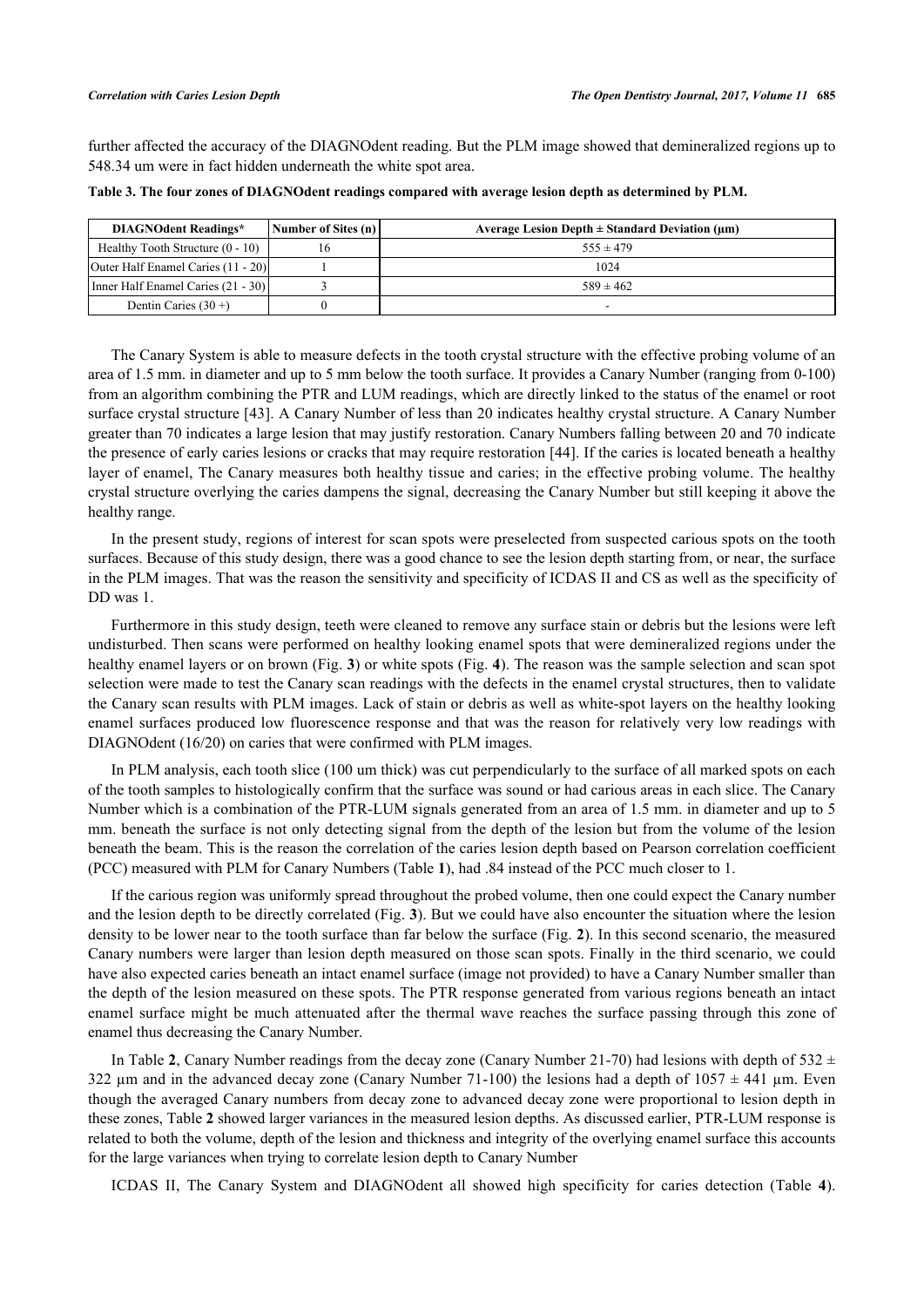further affected the accuracy of the DIAGNOdent reading. But the PLM image showed that demineralized regions up to 548.34 um were in fact hidden underneath the white spot area.

**Table 3. The four zones of DIAGNOdent readings compared with average lesion depth as determined by PLM.**

| DIAGNOdent Readings* | Number of Sites (n) | Average Lesion Depth ± Standard Deviation (µm) |
|---|---|---|
| Healthy Tooth Structure (0 - 10) | 16 | 555 ± 479 |
| Outer Half Enamel Caries (11 - 20) | 1 | 1024 |
| Inner Half Enamel Caries (21 - 30) | 3 | 589 ± 462 |
| Dentin Caries (30 +) | 0 | - |

The Canary System is able to measure defects in the tooth crystal structure with the effective probing volume of an area of 1.5 mm. in diameter and up to 5 mm below the tooth surface. It provides a Canary Number (ranging from 0-100) from an algorithm combining the PTR and LUM readings, which are directly linked to the status of the enamel or root surface crystal structure [43]. A Canary Number of less than 20 indicates healthy crystal structure. A Canary Number greater than 70 indicates a large lesion that may justify restoration. Canary Numbers falling between 20 and 70 indicate the presence of early caries lesions or cracks that may require restoration [44]. If the caries is located beneath a healthy layer of enamel, The Canary measures both healthy tissue and caries; in the effective probing volume. The healthy crystal structure overlying the caries dampens the signal, decreasing the Canary Number but still keeping it above the healthy range.

In the present study, regions of interest for scan spots were preselected from suspected carious spots on the tooth surfaces. Because of this study design, there was a good chance to see the lesion depth starting from, or near, the surface in the PLM images. That was the reason the sensitivity and specificity of ICDAS II and CS as well as the specificity of DD was 1.

Furthermore in this study design, teeth were cleaned to remove any surface stain or debris but the lesions were left undisturbed. Then scans were performed on healthy looking enamel spots that were demineralized regions under the healthy enamel layers or on brown (Fig. **3**) or white spots (Fig. **4**). The reason was the sample selection and scan spot selection were made to test the Canary scan readings with the defects in the enamel crystal structures, then to validate the Canary scan results with PLM images. Lack of stain or debris as well as white-spot layers on the healthy looking enamel surfaces produced low fluorescence response and that was the reason for relatively very low readings with DIAGNOdent (16/20) on caries that were confirmed with PLM images.

In PLM analysis, each tooth slice (100 um thick) was cut perpendicularly to the surface of all marked spots on each of the tooth samples to histologically confirm that the surface was sound or had carious areas in each slice. The Canary Number which is a combination of the PTR-LUM signals generated from an area of 1.5 mm. in diameter and up to 5 mm. beneath the surface is not only detecting signal from the depth of the lesion but from the volume of the lesion beneath the beam. This is the reason the correlation of the caries lesion depth based on Pearson correlation coefficient (PCC) measured with PLM for Canary Numbers (Table **1**), had .84 instead of the PCC much closer to 1.

If the carious region was uniformly spread throughout the probed volume, then one could expect the Canary number and the lesion depth to be directly correlated (Fig. **3**). But we could have also encounter the situation where the lesion density to be lower near to the tooth surface than far below the surface (Fig. **2**). In this second scenario, the measured Canary numbers were larger than lesion depth measured on those scan spots. Finally in the third scenario, we could have also expected caries beneath an intact enamel surface (image not provided) to have a Canary Number smaller than the depth of the lesion measured on these spots. The PTR response generated from various regions beneath an intact enamel surface might be much attenuated after the thermal wave reaches the surface passing through this zone of enamel thus decreasing the Canary Number.

In Table **2**, Canary Number readings from the decay zone (Canary Number 21-70) had lesions with depth of 532 ± 322 µm and in the advanced decay zone (Canary Number 71-100) the lesions had a depth of 1057 ± 441 µm. Even though the averaged Canary numbers from decay zone to advanced decay zone were proportional to lesion depth in these zones, Table **2** showed larger variances in the measured lesion depths. As discussed earlier, PTR-LUM response is related to both the volume, depth of the lesion and thickness and integrity of the overlying enamel surface this accounts for the large variances when trying to correlate lesion depth to Canary Number

ICDAS II, The Canary System and DIAGNOdent all showed high specificity for caries detection (Table **4**).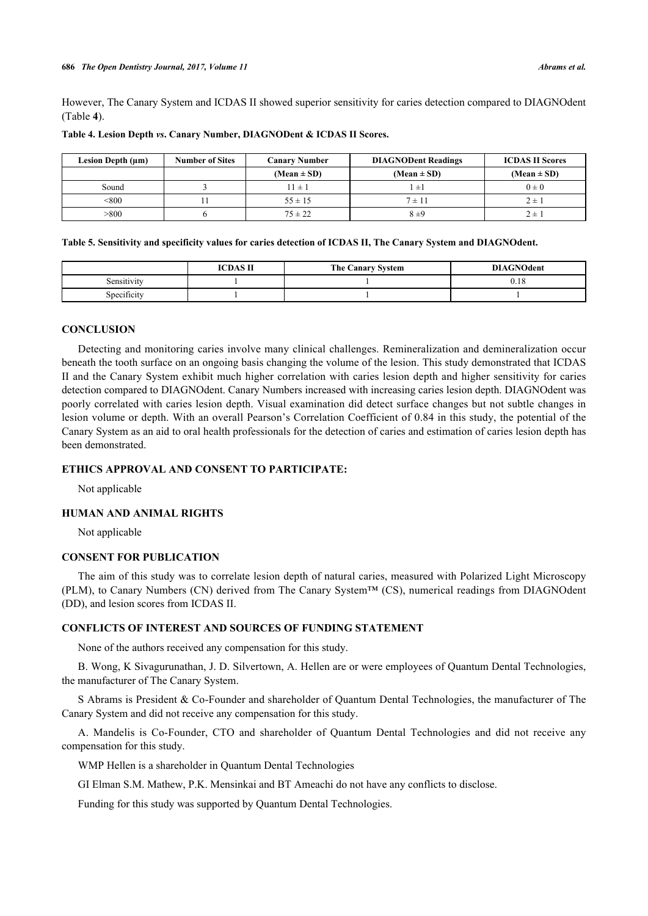However, The Canary System and ICDAS II showed superior sensitivity for caries detection compared to DIAGNOdent (Table **4**).

**Table 4. Lesion Depth *vs*. Canary Number, DIAGNODent & ICDAS II Scores.**

| Lesion Depth (µm) | Number of Sites | Canary Number | DIAGNODent Readings | ICDAS II Scores |
|---|---|---|---|---|
| | | (Mean ± SD) | (Mean ± SD) | (Mean ± SD) |
| Sound | 3 | 11 ± 1 | 1 ±1 | 0 ± 0 |
| <800 | 11 | 55 ± 15 | 7 ± 11 | 2 ± 1 |
| >800 | 6 | 75 ± 22 | 8 ±9 | 2 ± 1 |

**Table 5. Sensitivity and specificity values for caries detection of ICDAS II, The Canary System and DIAGNOdent.**

| | ICDAS II | The Canary System | DIAGNOdent |
|---|---|---|---|
| Sensitivity | 1 | 1 | 0.18 |
| Specificity | 1 | 1 | 1 |

## CONCLUSION

Detecting and monitoring caries involve many clinical challenges. Remineralization and demineralization occur beneath the tooth surface on an ongoing basis changing the volume of the lesion. This study demonstrated that ICDAS II and the Canary System exhibit much higher correlation with caries lesion depth and higher sensitivity for caries detection compared to DIAGNOdent. Canary Numbers increased with increasing caries lesion depth. DIAGNOdent was poorly correlated with caries lesion depth. Visual examination did detect surface changes but not subtle changes in lesion volume or depth. With an overall Pearson's Correlation Coefficient of 0.84 in this study, the potential of the Canary System as an aid to oral health professionals for the detection of caries and estimation of caries lesion depth has been demonstrated.

## ETHICS APPROVAL AND CONSENT TO PARTICIPATE:

Not applicable

## HUMAN AND ANIMAL RIGHTS

Not applicable

## CONSENT FOR PUBLICATION

The aim of this study was to correlate lesion depth of natural caries, measured with Polarized Light Microscopy (PLM), to Canary Numbers (CN) derived from The Canary System™ (CS), numerical readings from DIAGNOdent (DD), and lesion scores from ICDAS II.

## CONFLICTS OF INTEREST AND SOURCES OF FUNDING STATEMENT

None of the authors received any compensation for this study.

B. Wong, K Sivagurunathan, J. D. Silvertown, A. Hellen are or were employees of Quantum Dental Technologies, the manufacturer of The Canary System.

S Abrams is President & Co-Founder and shareholder of Quantum Dental Technologies, the manufacturer of The Canary System and did not receive any compensation for this study.

A. Mandelis is Co-Founder, CTO and shareholder of Quantum Dental Technologies and did not receive any compensation for this study.

WMP Hellen is a shareholder in Quantum Dental Technologies

GI Elman S.M. Mathew, P.K. Mensinkai and BT Ameachi do not have any conflicts to disclose.

Funding for this study was supported by Quantum Dental Technologies.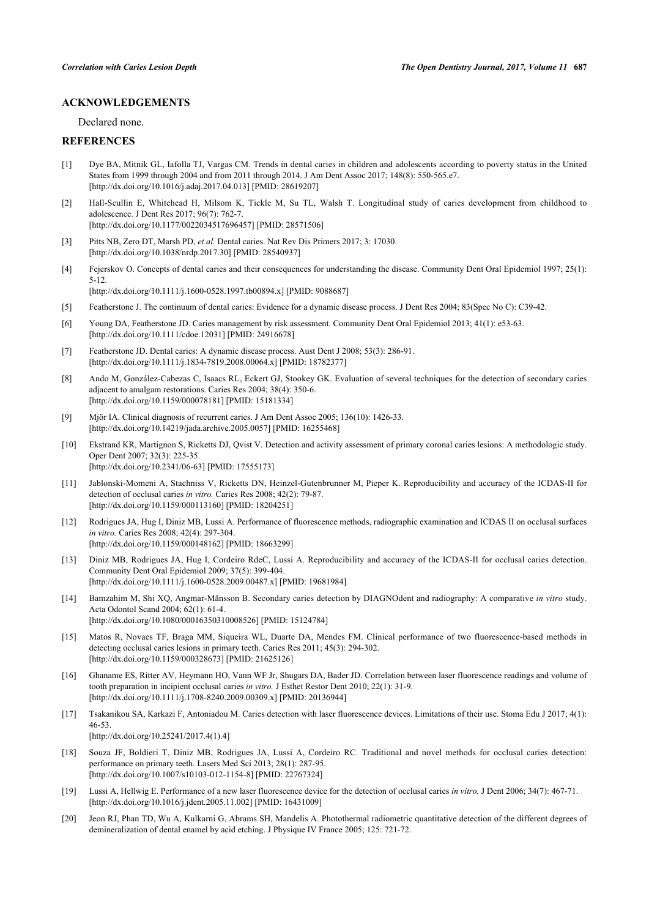## ACKNOWLEDGEMENTS

Declared none.

## REFERENCES

[1] Dye BA, Mitnik GL, Iafolla TJ, Vargas CM. Trends in dental caries in children and adolescents according to poverty status in the United States from 1999 through 2004 and from 2011 through 2014. J Am Dent Assoc 2017; 148(8): 550-565.e7. [http://dx.doi.org/10.1016/j.adaj.2017.04.013] [PMID: 28619207]

[2] Hall-Scullin E, Whitehead H, Milsom K, Tickle M, Su TL, Walsh T. Longitudinal study of caries development from childhood to adolescence. J Dent Res 2017; 96(7): 762-7. [http://dx.doi.org/10.1177/0022034517696457] [PMID: 28571506]

[3] Pitts NB, Zero DT, Marsh PD, *et al.* Dental caries. Nat Rev Dis Primers 2017; 3: 17030. [http://dx.doi.org/10.1038/nrdp.2017.30] [PMID: 28540937]

[4] Fejerskov O. Concepts of dental caries and their consequences for understanding the disease. Community Dent Oral Epidemiol 1997; 25(1): 5-12. [http://dx.doi.org/10.1111/j.1600-0528.1997.tb00894.x] [PMID: 9088687]

[5] Featherstone J. The continuum of dental caries: Evidence for a dynamic disease process. J Dent Res 2004; 83(Spec No C): C39-42.

[6] Young DA, Featherstone JD. Caries management by risk assessment. Community Dent Oral Epidemiol 2013; 41(1): e53-63. [http://dx.doi.org/10.1111/cdoe.12031] [PMID: 24916678]

[7] Featherstone JD. Dental caries: A dynamic disease process. Aust Dent J 2008; 53(3): 286-91. [http://dx.doi.org/10.1111/j.1834-7819.2008.00064.x] [PMID: 18782377]

[8] Ando M, González-Cabezas C, Isaacs RL, Eckert GJ, Stookey GK. Evaluation of several techniques for the detection of secondary caries adjacent to amalgam restorations. Caries Res 2004; 38(4): 350-6. [http://dx.doi.org/10.1159/000078181] [PMID: 15181334]

[9] Mjör IA. Clinical diagnosis of recurrent caries. J Am Dent Assoc 2005; 136(10): 1426-33. [http://dx.doi.org/10.14219/jada.archive.2005.0057] [PMID: 16255468]

[10] Ekstrand KR, Martignon S, Ricketts DJ, Qvist V. Detection and activity assessment of primary coronal caries lesions: A methodologic study. Oper Dent 2007; 32(3): 225-35. [http://dx.doi.org/10.2341/06-63] [PMID: 17555173]

[11] Jablonski-Momeni A, Stachniss V, Ricketts DN, Heinzel-Gutenbrunner M, Pieper K. Reproducibility and accuracy of the ICDAS-II for detection of occlusal caries *in vitro.* Caries Res 2008; 42(2): 79-87. [http://dx.doi.org/10.1159/000113160] [PMID: 18204251]

[12] Rodrigues JA, Hug I, Diniz MB, Lussi A. Performance of fluorescence methods, radiographic examination and ICDAS II on occlusal surfaces *in vitro.* Caries Res 2008; 42(4): 297-304. [http://dx.doi.org/10.1159/000148162] [PMID: 18663299]

[13] Diniz MB, Rodrigues JA, Hug I, Cordeiro RdeC, Lussi A. Reproducibility and accuracy of the ICDAS-II for occlusal caries detection. Community Dent Oral Epidemiol 2009; 37(5): 399-404. [http://dx.doi.org/10.1111/j.1600-0528.2009.00487.x] [PMID: 19681984]

[14] Bamzahim M, Shi XQ, Angmar-Månsson B. Secondary caries detection by DIAGNOdent and radiography: A comparative *in vitro* study. Acta Odontol Scand 2004; 62(1): 61-4. [http://dx.doi.org/10.1080/00016350310008526] [PMID: 15124784]

[15] Matos R, Novaes TF, Braga MM, Siqueira WL, Duarte DA, Mendes FM. Clinical performance of two fluorescence-based methods in detecting occlusal caries lesions in primary teeth. Caries Res 2011; 45(3): 294-302. [http://dx.doi.org/10.1159/000328673] [PMID: 21625126]

[16] Ghaname ES, Ritter AV, Heymann HO, Vann WF Jr, Shugars DA, Bader JD. Correlation between laser fluorescence readings and volume of tooth preparation in incipient occlusal caries *in vitro.* J Esthet Restor Dent 2010; 22(1): 31-9. [http://dx.doi.org/10.1111/j.1708-8240.2009.00309.x] [PMID: 20136944]

[17] Tsakanikou SA, Karkazi F, Antoniadou M. Caries detection with laser fluorescence devices. Limitations of their use. Stoma Edu J 2017; 4(1): 46-53. [http://dx.doi.org/10.25241/2017.4(1).4]

[18] Souza JF, Boldieri T, Diniz MB, Rodrigues JA, Lussi A, Cordeiro RC. Traditional and novel methods for occlusal caries detection: performance on primary teeth. Lasers Med Sci 2013; 28(1): 287-95. [http://dx.doi.org/10.1007/s10103-012-1154-8] [PMID: 22767324]

[19] Lussi A, Hellwig E. Performance of a new laser fluorescence device for the detection of occlusal caries *in vitro.* J Dent 2006; 34(7): 467-71. [http://dx.doi.org/10.1016/j.jdent.2005.11.002] [PMID: 16431009]

[20] Jeon RJ, Phan TD, Wu A, Kulkarni G, Abrams SH, Mandelis A. Photothermal radiometric quantitative detection of the different degrees of demineralization of dental enamel by acid etching. J Physique IV France 2005; 125: 721-72.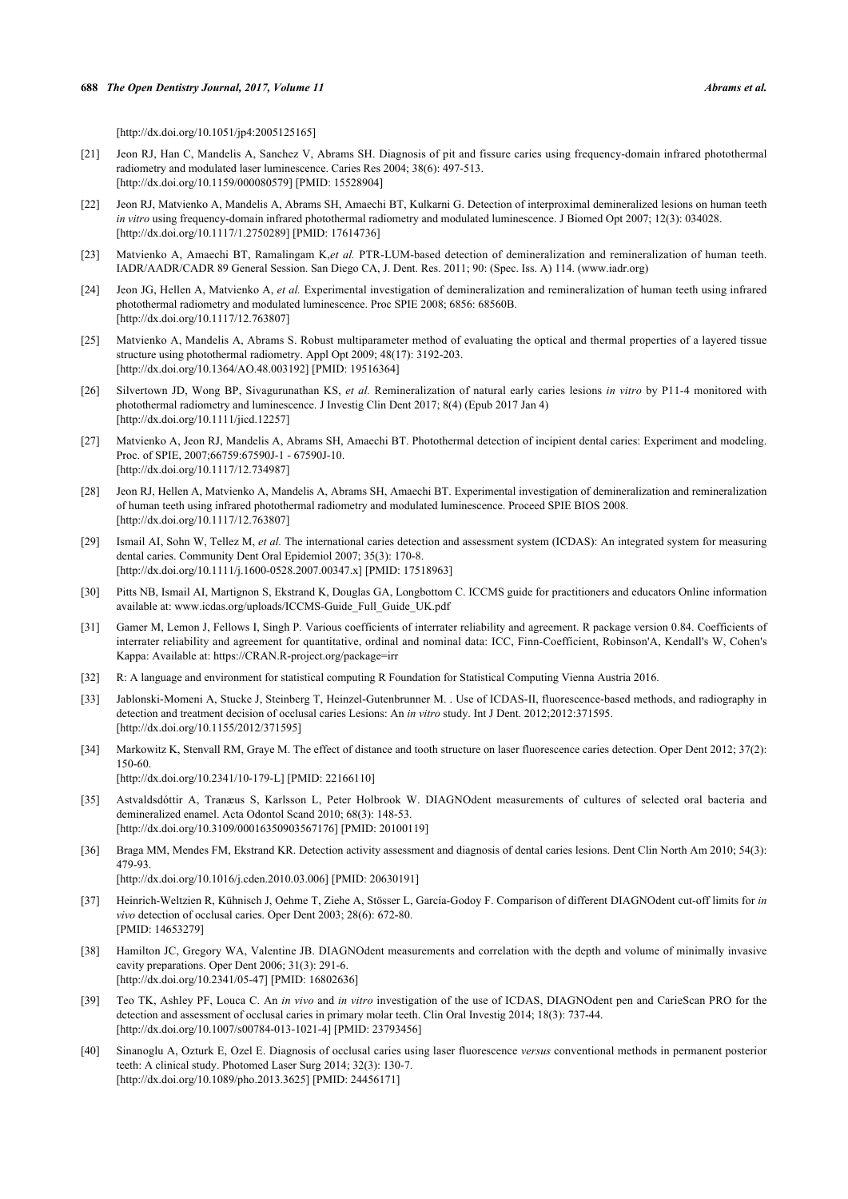[http://dx.doi.org/10.1051/jp4:2005125165]

[21] Jeon RJ, Han C, Mandelis A, Sanchez V, Abrams SH. Diagnosis of pit and fissure caries using frequency-domain infrared photothermal radiometry and modulated laser luminescence. Caries Res 2004; 38(6): 497-513. [http://dx.doi.org/10.1159/000080579] [PMID: 15528904]

[22] Jeon RJ, Matvienko A, Mandelis A, Abrams SH, Amaechi BT, Kulkarni G. Detection of interproximal demineralized lesions on human teeth *in vitro* using frequency-domain infrared photothermal radiometry and modulated luminescence. J Biomed Opt 2007; 12(3): 034028. [http://dx.doi.org/10.1117/1.2750289] [PMID: 17614736]

[23] Matvienko A, Amaechi BT, Ramalingam K,*et al.* PTR-LUM-based detection of demineralization and remineralization of human teeth. IADR/AADR/CADR 89 General Session. San Diego CA, J. Dent. Res. 2011; 90: (Spec. Iss. A) 114. (www.iadr.org)

[24] Jeon JG, Hellen A, Matvienko A, *et al.* Experimental investigation of demineralization and remineralization of human teeth using infrared photothermal radiometry and modulated luminescence. Proc SPIE 2008; 6856: 68560B. [http://dx.doi.org/10.1117/12.763807]

[25] Matvienko A, Mandelis A, Abrams S. Robust multiparameter method of evaluating the optical and thermal properties of a layered tissue structure using photothermal radiometry. Appl Opt 2009; 48(17): 3192-203. [http://dx.doi.org/10.1364/AO.48.003192] [PMID: 19516364]

[26] Silvertown JD, Wong BP, Sivagurunathan KS, *et al.* Remineralization of natural early caries lesions *in vitro* by P11-4 monitored with photothermal radiometry and luminescence. J Investig Clin Dent 2017; 8(4) (Epub 2017 Jan 4) [http://dx.doi.org/10.1111/jicd.12257]

[27] Matvienko A, Jeon RJ, Mandelis A, Abrams SH, Amaechi BT. Photothermal detection of incipient dental caries: Experiment and modeling. Proc. of SPIE, 2007;66759:67590J-1 - 67590J-10. [http://dx.doi.org/10.1117/12.734987]

[28] Jeon RJ, Hellen A, Matvienko A, Mandelis A, Abrams SH, Amaechi BT. Experimental investigation of demineralization and remineralization of human teeth using infrared photothermal radiometry and modulated luminescence. Proceed SPIE BIOS 2008. [http://dx.doi.org/10.1117/12.763807]

[29] Ismail AI, Sohn W, Tellez M, *et al.* The international caries detection and assessment system (ICDAS): An integrated system for measuring dental caries. Community Dent Oral Epidemiol 2007; 35(3): 170-8. [http://dx.doi.org/10.1111/j.1600-0528.2007.00347.x] [PMID: 17518963]

[30] Pitts NB, Ismail AI, Martignon S, Ekstrand K, Douglas GA, Longbottom C. ICCMS guide for practitioners and educators Online information available at: www.icdas.org/uploads/ICCMS-Guide_Full_Guide_UK.pdf

[31] Gamer M, Lemon J, Fellows I, Singh P. Various coefficients of interrater reliability and agreement. R package version 0.84. Coefficients of interrater reliability and agreement for quantitative, ordinal and nominal data: ICC, Finn-Coefficient, Robinson'A, Kendall's W, Cohen's Kappa: Available at: https://CRAN.R-project.org/package=irr

[32] R: A language and environment for statistical computing R Foundation for Statistical Computing Vienna Austria 2016.

[33] Jablonski-Momeni A, Stucke J, Steinberg T, Heinzel-Gutenbrunner M. . Use of ICDAS-II, fluorescence-based methods, and radiography in detection and treatment decision of occlusal caries Lesions: An *in vitro* study. Int J Dent. 2012;2012:371595. [http://dx.doi.org/10.1155/2012/371595]

[34] Markowitz K, Stenvall RM, Graye M. The effect of distance and tooth structure on laser fluorescence caries detection. Oper Dent 2012; 37(2): 150-60. [http://dx.doi.org/10.2341/10-179-L] [PMID: 22166110]

[35] Astvaldsdóttir A, Tranæus S, Karlsson L, Peter Holbrook W. DIAGNOdent measurements of cultures of selected oral bacteria and demineralized enamel. Acta Odontol Scand 2010; 68(3): 148-53. [http://dx.doi.org/10.3109/00016350903567176] [PMID: 20100119]

[36] Braga MM, Mendes FM, Ekstrand KR. Detection activity assessment and diagnosis of dental caries lesions. Dent Clin North Am 2010; 54(3): 479-93. [http://dx.doi.org/10.1016/j.cden.2010.03.006] [PMID: 20630191]

[37] Heinrich-Weltzien R, Kühnisch J, Oehme T, Ziehe A, Stösser L, García-Godoy F. Comparison of different DIAGNOdent cut-off limits for *in vivo* detection of occlusal caries. Oper Dent 2003; 28(6): 672-80. [PMID: 14653279]

[38] Hamilton JC, Gregory WA, Valentine JB. DIAGNOdent measurements and correlation with the depth and volume of minimally invasive cavity preparations. Oper Dent 2006; 31(3): 291-6. [http://dx.doi.org/10.2341/05-47] [PMID: 16802636]

[39] Teo TK, Ashley PF, Louca C. An *in vivo* and *in vitro* investigation of the use of ICDAS, DIAGNOdent pen and CarieScan PRO for the detection and assessment of occlusal caries in primary molar teeth. Clin Oral Investig 2014; 18(3): 737-44. [http://dx.doi.org/10.1007/s00784-013-1021-4] [PMID: 23793456]

[40] Sinanoglu A, Ozturk E, Ozel E. Diagnosis of occlusal caries using laser fluorescence *versus* conventional methods in permanent posterior teeth: A clinical study. Photomed Laser Surg 2014; 32(3): 130-7. [http://dx.doi.org/10.1089/pho.2013.3625] [PMID: 24456171]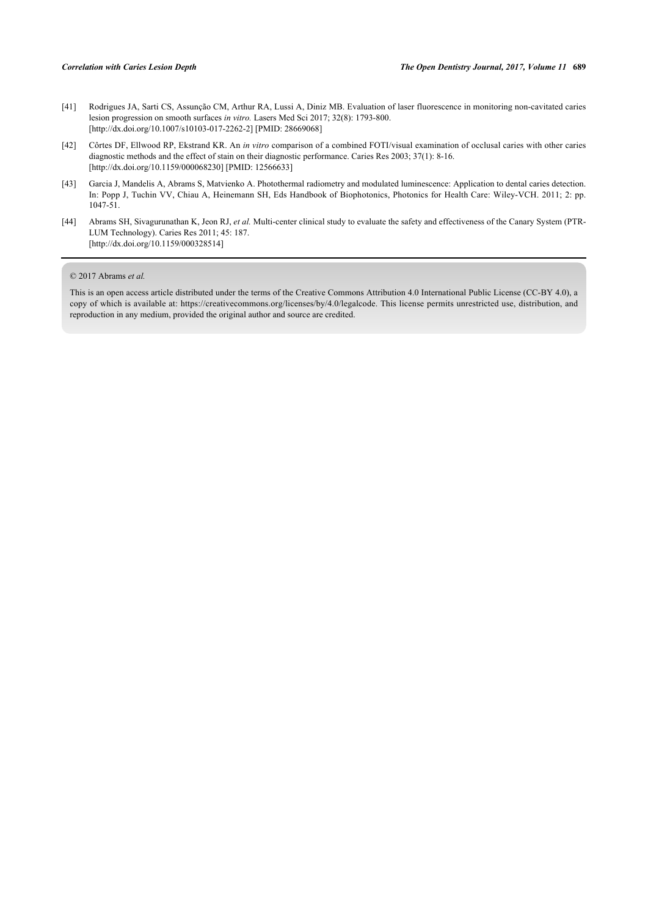[41] Rodrigues JA, Sarti CS, Assunção CM, Arthur RA, Lussi A, Diniz MB. Evaluation of laser fluorescence in monitoring non-cavitated caries lesion progression on smooth surfaces *in vitro.* Lasers Med Sci 2017; 32(8): 1793-800. [http://dx.doi.org/10.1007/s10103-017-2262-2] [PMID: 28669068]

[42] Côrtes DF, Ellwood RP, Ekstrand KR. An *in vitro* comparison of a combined FOTI/visual examination of occlusal caries with other caries diagnostic methods and the effect of stain on their diagnostic performance. Caries Res 2003; 37(1): 8-16. [http://dx.doi.org/10.1159/000068230] [PMID: 12566633]

[43] Garcia J, Mandelis A, Abrams S, Matvienko A. Photothermal radiometry and modulated luminescence: Application to dental caries detection. In: Popp J, Tuchin VV, Chiau A, Heinemann SH, Eds Handbook of Biophotonics, Photonics for Health Care: Wiley-VCH. 2011; 2: pp. 1047-51.

[44] Abrams SH, Sivagurunathan K, Jeon RJ, *et al.* Multi-center clinical study to evaluate the safety and effectiveness of the Canary System (PTR-LUM Technology). Caries Res 2011; 45: 187. [http://dx.doi.org/10.1159/000328514]

© 2017 Abrams *et al.*

This is an open access article distributed under the terms of the Creative Commons Attribution 4.0 International Public License (CC-BY 4.0), a copy of which is available at: https://creativecommons.org/licenses/by/4.0/legalcode. This license permits unrestricted use, distribution, and reproduction in any medium, provided the original author and source are credited.